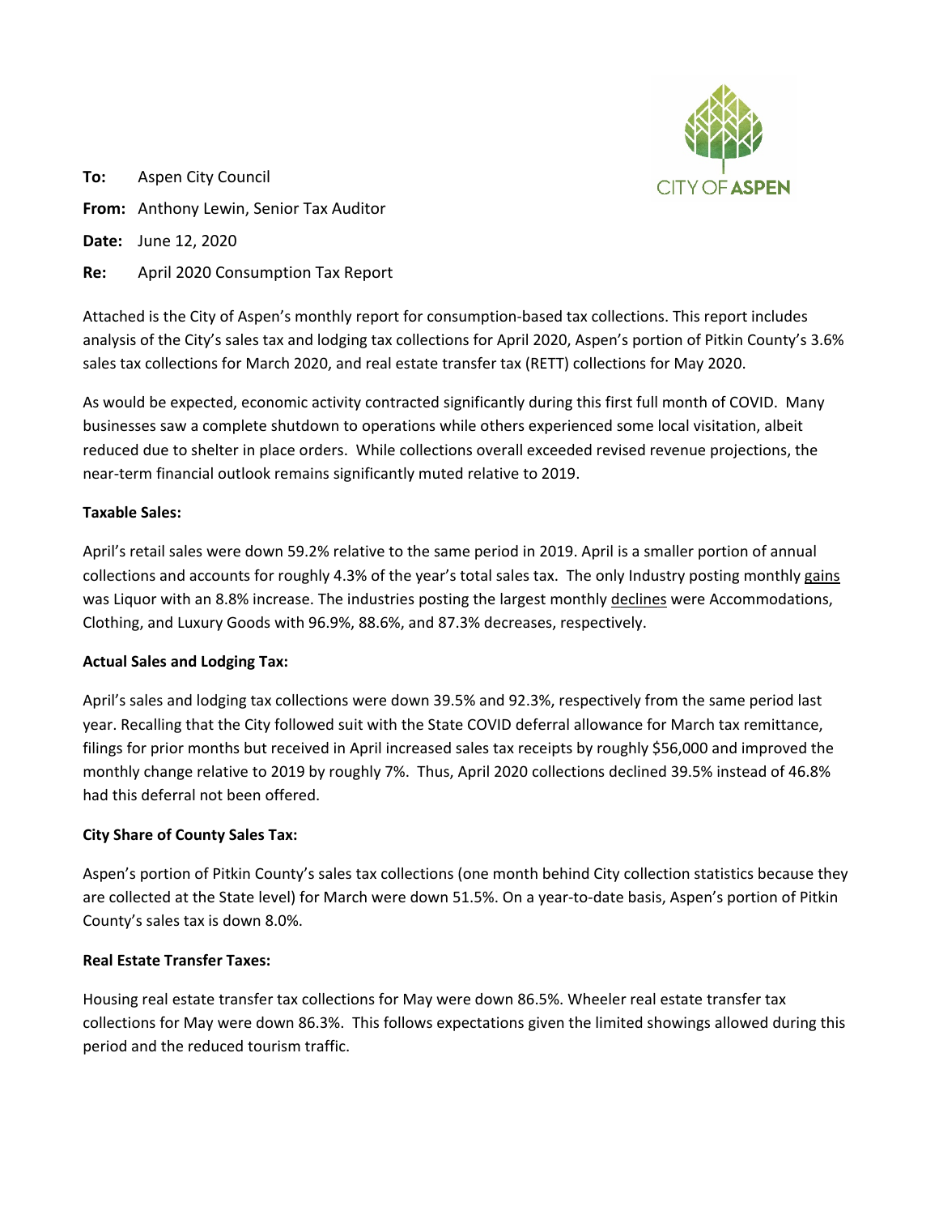**To:** Aspen City Council

**From:** Anthony Lewin, Senior Tax Auditor

**Date:** June 12, 2020

**Re:** April 2020 Consumption Tax Report

Attached is the City of Aspen's monthly report for consumption-based tax collections. This report includes analysis of the City's sales tax and lodging tax collections for April 2020, Aspen's portion of Pitkin County's 3.6% sales tax collections for March 2020, and real estate transfer tax (RETT) collections for May 2020.

As would be expected, economic activity contracted significantly during this first full month of COVID. Many businesses saw a complete shutdown to operations while others experienced some local visitation, albeit reduced due to shelter in place orders. While collections overall exceeded revised revenue projections, the near-term financial outlook remains significantly muted relative to 2019.

**Taxable Sales:**

April's retail sales were down 59.2% relative to the same period in 2019. April is a smaller portion of annual collections and accounts for roughly 4.3% of the year's total sales tax. The only Industry posting monthly gains was Liquor with an 8.8% increase. The industries posting the largest monthly declines were Accommodations, Clothing, and Luxury Goods with 96.9%, 88.6%, and 87.3% decreases, respectively.

**Actual Sales and Lodging Tax:**

April's sales and lodging tax collections were down 39.5% and 92.3%, respectively from the same period last year. Recalling that the City followed suit with the State COVID deferral allowance for March tax remittance, filings for prior months but received in April increased sales tax receipts by roughly $56,000 and improved the monthly change relative to 2019 by roughly 7%. Thus, April 2020 collections declined 39.5% instead of 46.8% had this deferral not been offered.

**City Share of County Sales Tax:**

Aspen's portion of Pitkin County's sales tax collections (one month behind City collection statistics because they are collected at the State level) for March were down 51.5%. On a year-to-date basis, Aspen's portion of Pitkin County's sales tax is down 8.0%.

**Real Estate Transfer Taxes:**

Housing real estate transfer tax collections for May were down 86.5%. Wheeler real estate transfer tax collections for May were down 86.3%. This follows expectations given the limited showings allowed during this period and the reduced tourism traffic.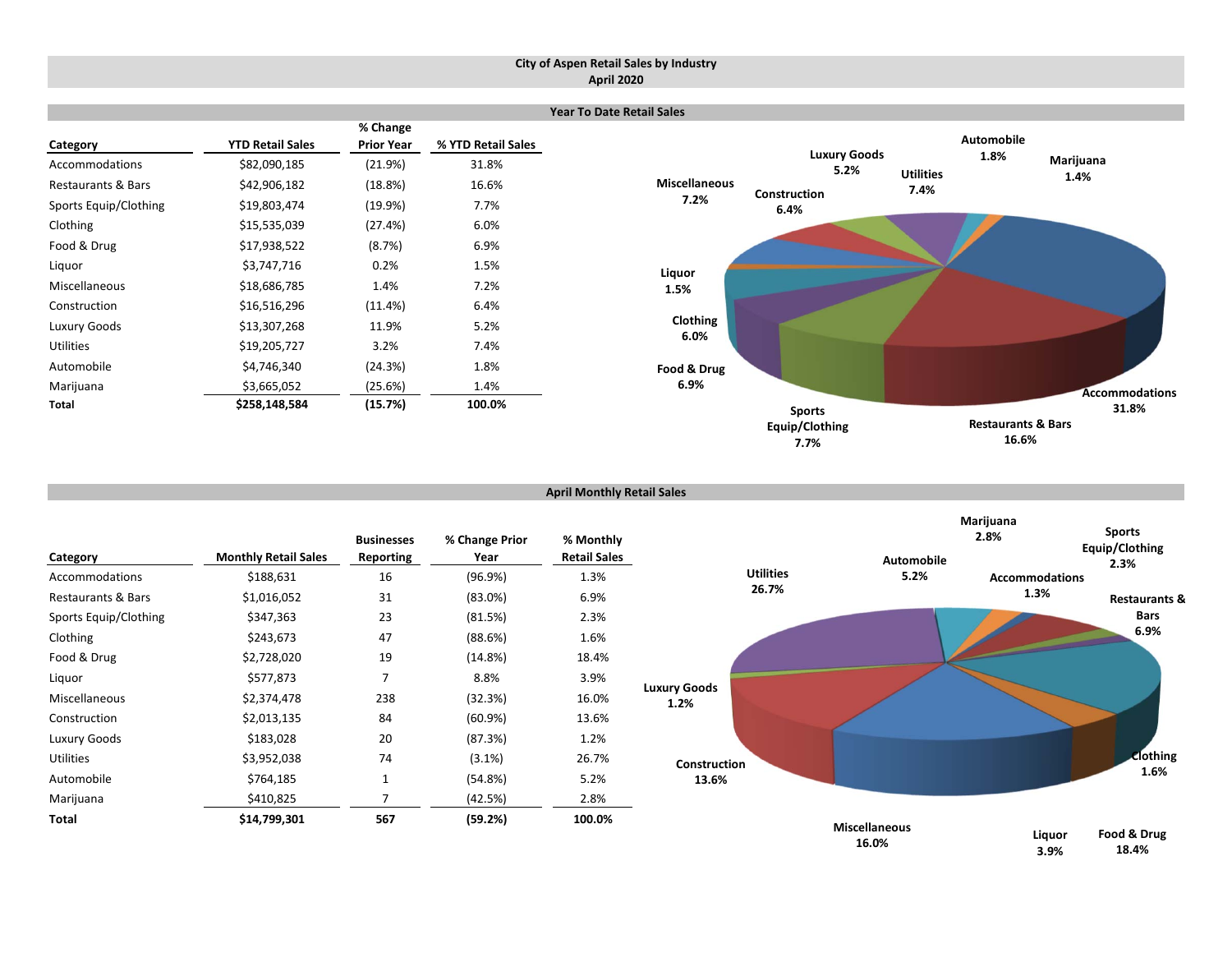# City of Aspen Retail Sales by Industry
## April 2020

### Year To Date Retail Sales

| Category | YTD Retail Sales | % Change Prior Year | % YTD Retail Sales |
|---|---|---|---|
| Accommodations | $82,090,185 | (21.9%) | 31.8% |
| Restaurants & Bars | $42,906,182 | (18.8%) | 16.6% |
| Sports Equip/Clothing | $19,803,474 | (19.9%) | 7.7% |
| Clothing | $15,535,039 | (27.4%) | 6.0% |
| Food & Drug | $17,938,522 | (8.7%) | 6.9% |
| Liquor | $3,747,716 | 0.2% | 1.5% |
| Miscellaneous | $18,686,785 | 1.4% | 7.2% |
| Construction | $16,516,296 | (11.4%) | 6.4% |
| Luxury Goods | $13,307,268 | 11.9% | 5.2% |
| Utilities | $19,205,727 | 3.2% | 7.4% |
| Automobile | $4,746,340 | (24.3%) | 1.8% |
| Marijuana | $3,665,052 | (25.6%) | 1.4% |
| **Total** | **$258,148,584** | **(15.7%)** | **100.0%** |

Automobile 1.8%, Marijuana 1.4%, Luxury Goods 5.2%, Utilities 7.4%, Miscellaneous 7.2%, Construction 6.4%, Liquor 1.5%, Clothing 6.0%, Food & Drug 6.9%, Accommodations 31.8%, Sports Equip/Clothing 7.7%, Restaurants & Bars 16.6%

### April Monthly Retail Sales

| Category | Monthly Retail Sales | Businesses Reporting | % Change Prior Year | % Monthly Retail Sales |
|---|---|---|---|---|
| Accommodations | $188,631 | 16 | (96.9%) | 1.3% |
| Restaurants & Bars | $1,016,052 | 31 | (83.0%) | 6.9% |
| Sports Equip/Clothing | $347,363 | 23 | (81.5%) | 2.3% |
| Clothing | $243,673 | 47 | (88.6%) | 1.6% |
| Food & Drug | $2,728,020 | 19 | (14.8%) | 18.4% |
| Liquor | $577,873 | 7 | 8.8% | 3.9% |
| Miscellaneous | $2,374,478 | 238 | (32.3%) | 16.0% |
| Construction | $2,013,135 | 84 | (60.9%) | 13.6% |
| Luxury Goods | $183,028 | 20 | (87.3%) | 1.2% |
| Utilities | $3,952,038 | 74 | (3.1%) | 26.7% |
| Automobile | $764,185 | 1 | (54.8%) | 5.2% |
| Marijuana | $410,825 | 7 | (42.5%) | 2.8% |
| **Total** | **$14,799,301** | **567** | **(59.2%)** | **100.0%** |

Marijuana 2.8%, Sports Equip/Clothing 2.3%, Utilities 26.7%, Automobile 5.2%, Accommodations 1.3%, Restaurants & Bars 6.9%, Luxury Goods 1.2%, Construction 13.6%, Clothing 1.6%, Miscellaneous 16.0%, Liquor 3.9%, Food & Drug 18.4%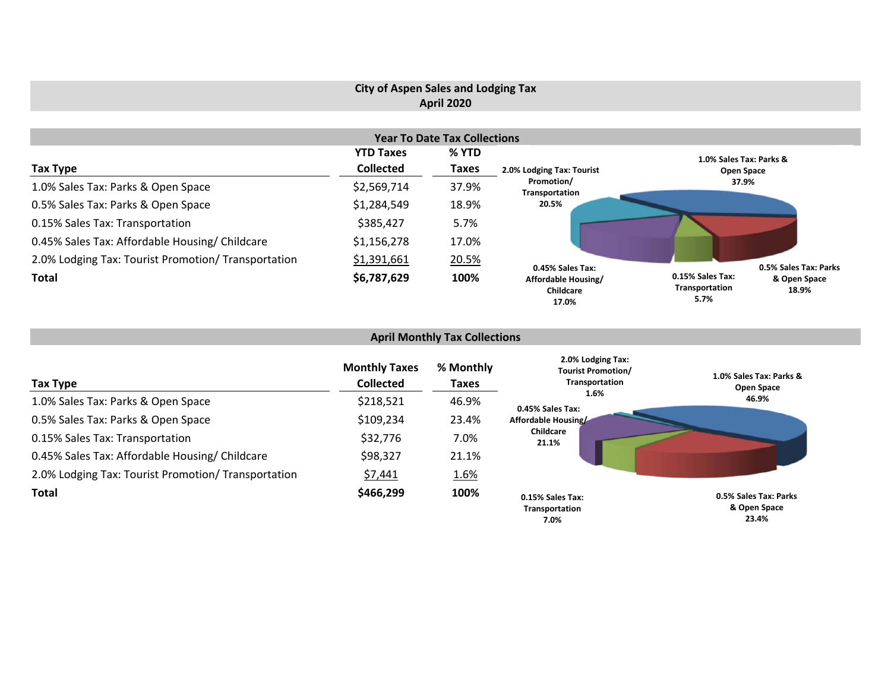# City of Aspen Sales and Lodging Tax
## April 2020

### Year To Date Tax Collections

| Tax Type | YTD Taxes Collected | % YTD Taxes |
|---|---|---|
| 1.0% Sales Tax: Parks & Open Space | $2,569,714 | 37.9% |
| 0.5% Sales Tax: Parks & Open Space | $1,284,549 | 18.9% |
| 0.15% Sales Tax: Transportation | $385,427 | 5.7% |
| 0.45% Sales Tax: Affordable Housing/ Childcare | $1,156,278 | 17.0% |
| 2.0% Lodging Tax: Tourist Promotion/ Transportation | $1,391,661 | 20.5% |
| **Total** | **$6,787,629** | **100%** |

2.0% Lodging Tax: Tourist Promotion/ Transportation 20.5%

1.0% Sales Tax: Parks & Open Space 37.9%

0.45% Sales Tax: Affordable Housing/ Childcare 17.0%

0.15% Sales Tax: Transportation 5.7%

0.5% Sales Tax: Parks & Open Space 18.9%

### April Monthly Tax Collections

| Tax Type | Monthly Taxes Collected | % Monthly Taxes |
|---|---|---|
| 1.0% Sales Tax: Parks & Open Space | $218,521 | 46.9% |
| 0.5% Sales Tax: Parks & Open Space | $109,234 | 23.4% |
| 0.15% Sales Tax: Transportation | $32,776 | 7.0% |
| 0.45% Sales Tax: Affordable Housing/ Childcare | $98,327 | 21.1% |
| 2.0% Lodging Tax: Tourist Promotion/ Transportation | $7,441 | 1.6% |
| **Total** | **$466,299** | **100%** |

2.0% Lodging Tax: Tourist Promotion/ Transportation 1.6%

1.0% Sales Tax: Parks & Open Space 46.9%

0.45% Sales Tax: Affordable Housing/ Childcare 21.1%

0.15% Sales Tax: Transportation 7.0%

0.5% Sales Tax: Parks & Open Space 23.4%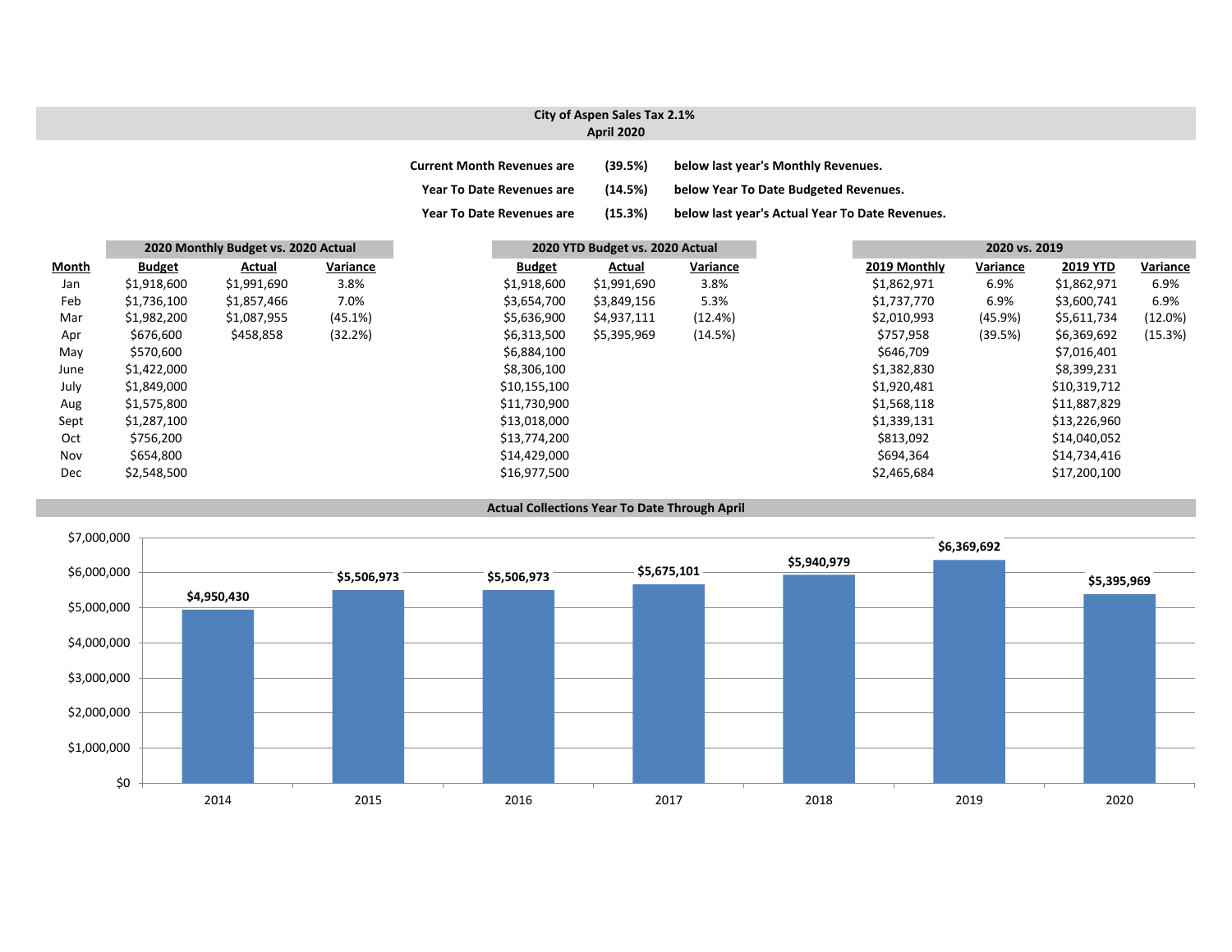## City of Aspen Sales Tax 2.1%
## April 2020

**Current Month Revenues are (39.5%) below last year's Monthly Revenues.**

**Year To Date Revenues are (14.5%) below Year To Date Budgeted Revenues.**

**Year To Date Revenues are (15.3%) below last year's Actual Year To Date Revenues.**

| | 2020 Monthly Budget vs. 2020 Actual | | | 2020 YTD Budget vs. 2020 Actual | | | 2020 vs. 2019 | | | |
|---|---|---|---|---|---|---|---|---|---|---|
| **Month** | **Budget** | **Actual** | **Variance** | **Budget** | **Actual** | **Variance** | **2019 Monthly** | **Variance** | **2019 YTD** | **Variance** |
| Jan | $1,918,600 | $1,991,690 | 3.8% | $1,918,600 | $1,991,690 | 3.8% | $1,862,971 | 6.9% | $1,862,971 | 6.9% |
| Feb | $1,736,100 | $1,857,466 | 7.0% | $3,654,700 | $3,849,156 | 5.3% | $1,737,770 | 6.9% | $3,600,741 | 6.9% |
| Mar | $1,982,200 | $1,087,955 | (45.1%) | $5,636,900 | $4,937,111 | (12.4%) | $2,010,993 | (45.9%) | $5,611,734 | (12.0%) |
| Apr | $676,600 | $458,858 | (32.2%) | $6,313,500 | $5,395,969 | (14.5%) | $757,958 | (39.5%) | $6,369,692 | (15.3%) |
| May | $570,600 | | | $6,884,100 | | | $646,709 | | $7,016,401 | |
| June | $1,422,000 | | | $8,306,100 | | | $1,382,830 | | $8,399,231 | |
| July | $1,849,000 | | | $10,155,100 | | | $1,920,481 | | $10,319,712 | |
| Aug | $1,575,800 | | | $11,730,900 | | | $1,568,118 | | $11,887,829 | |
| Sept | $1,287,100 | | | $13,018,000 | | | $1,339,131 | | $13,226,960 | |
| Oct | $756,200 | | | $13,774,200 | | | $813,092 | | $14,040,052 | |
| Nov | $654,800 | | | $14,429,000 | | | $694,364 | | $14,734,416 | |
| Dec | $2,548,500 | | | $16,977,500 | | | $2,465,684 | | $17,200,100 | |

### Actual Collections Year To Date Through April

| Year | Amount |
|---|---|
| 2014 | $4,950,430 |
| 2015 | $5,506,973 |
| 2016 | $5,506,973 |
| 2017 | $5,675,101 |
| 2018 | $5,940,979 |
| 2019 | $6,369,692 |
| 2020 | $5,395,969 |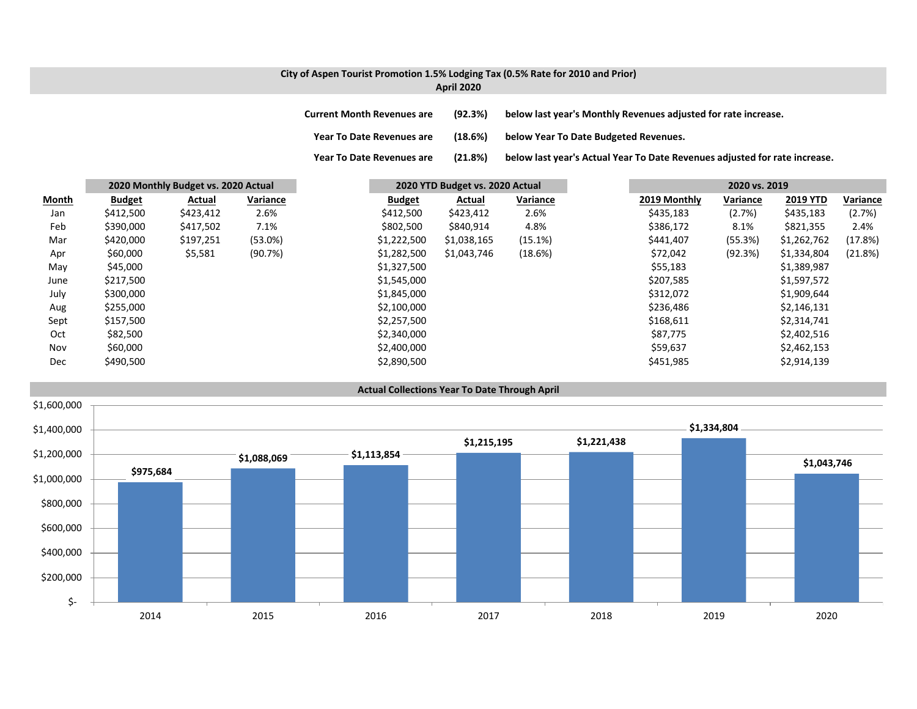## City of Aspen Tourist Promotion 1.5% Lodging Tax (0.5% Rate for 2010 and Prior)
### April 2020

**Current Month Revenues are (92.3%) below last year's Monthly Revenues adjusted for rate increase.**

**Year To Date Revenues are (18.6%) below Year To Date Budgeted Revenues.**

**Year To Date Revenues are (21.8%) below last year's Actual Year To Date Revenues adjusted for rate increase.**

| | 2020 Monthly Budget vs. 2020 Actual | | | 2020 YTD Budget vs. 2020 Actual | | | 2020 vs. 2019 | | | |
|---|---|---|---|---|---|---|---|---|---|---|
| **Month** | **Budget** | **Actual** | **Variance** | **Budget** | **Actual** | **Variance** | **2019 Monthly** | **Variance** | **2019 YTD** | **Variance** |
| Jan | $412,500 | $423,412 | 2.6% | $412,500 | $423,412 | 2.6% | $435,183 | (2.7%) | $435,183 | (2.7%) |
| Feb | $390,000 | $417,502 | 7.1% | $802,500 | $840,914 | 4.8% | $386,172 | 8.1% | $821,355 | 2.4% |
| Mar | $420,000 | $197,251 | (53.0%) | $1,222,500 | $1,038,165 | (15.1%) | $441,407 | (55.3%) | $1,262,762 | (17.8%) |
| Apr | $60,000 | $5,581 | (90.7%) | $1,282,500 | $1,043,746 | (18.6%) | $72,042 | (92.3%) | $1,334,804 | (21.8%) |
| May | $45,000 | | | $1,327,500 | | | $55,183 | | $1,389,987 | |
| June | $217,500 | | | $1,545,000 | | | $207,585 | | $1,597,572 | |
| July | $300,000 | | | $1,845,000 | | | $312,072 | | $1,909,644 | |
| Aug | $255,000 | | | $2,100,000 | | | $236,486 | | $2,146,131 | |
| Sept | $157,500 | | | $2,257,500 | | | $168,611 | | $2,314,741 | |
| Oct | $82,500 | | | $2,340,000 | | | $87,775 | | $2,402,516 | |
| Nov | $60,000 | | | $2,400,000 | | | $59,637 | | $2,462,153 | |
| Dec | $490,500 | | | $2,890,500 | | | $451,985 | | $2,914,139 | |

### Actual Collections Year To Date Through April

| Year | Collections |
|---|---|
| 2014 | $975,684 |
| 2015 | $1,088,069 |
| 2016 | $1,113,854 |
| 2017 | $1,215,195 |
| 2018 | $1,221,438 |
| 2019 | $1,334,804 |
| 2020 | $1,043,746 |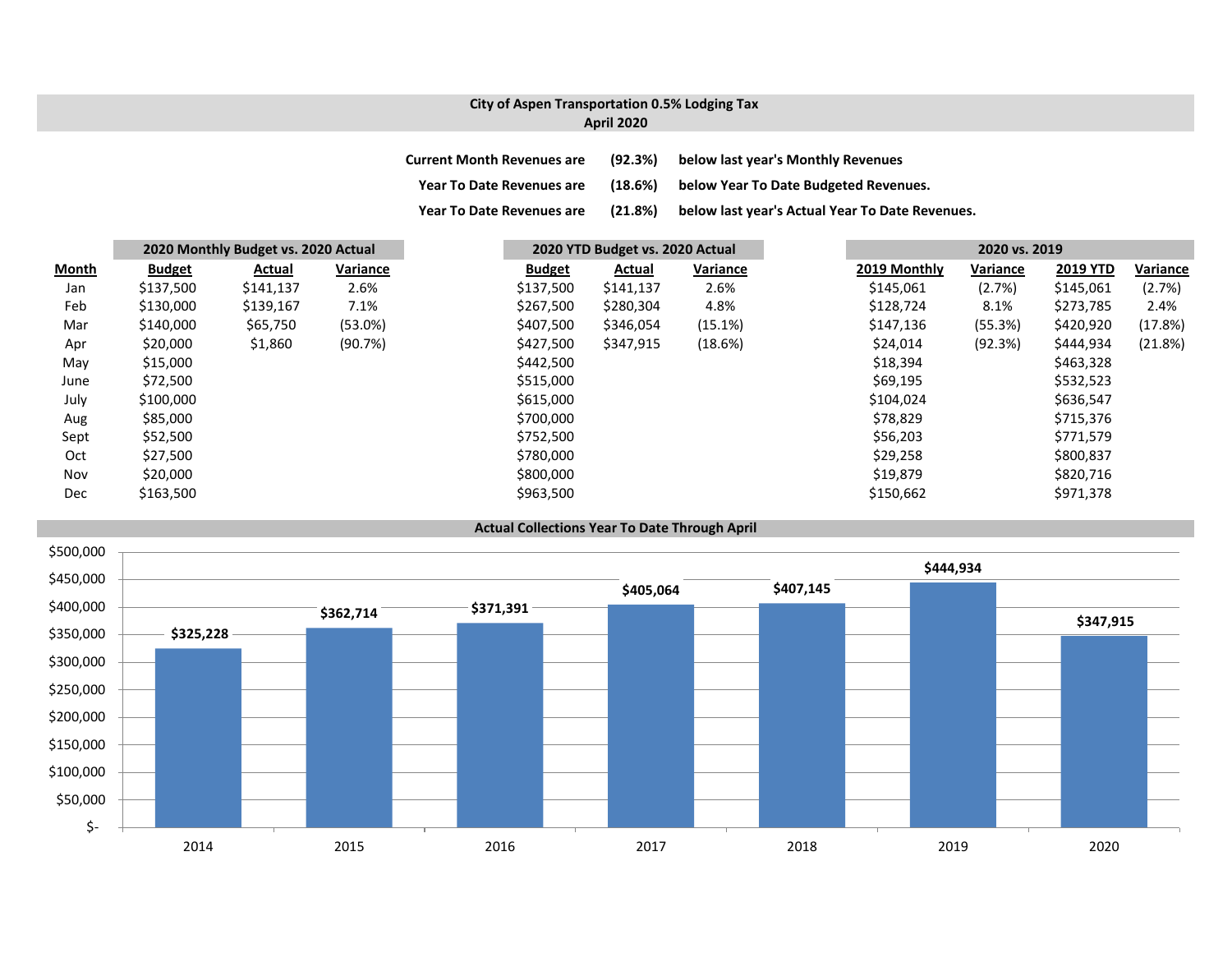# City of Aspen Transportation 0.5% Lodging Tax
## April 2020

**Current Month Revenues are (92.3%) below last year's Monthly Revenues**

**Year To Date Revenues are (18.6%) below Year To Date Budgeted Revenues.**

**Year To Date Revenues are (21.8%) below last year's Actual Year To Date Revenues.**

| | 2020 Monthly Budget vs. 2020 Actual | | | 2020 YTD Budget vs. 2020 Actual | | | 2020 vs. 2019 | | | |
|---|---|---|---|---|---|---|---|---|---|---|
| **Month** | **Budget** | **Actual** | **Variance** | **Budget** | **Actual** | **Variance** | **2019 Monthly** | **Variance** | **2019 YTD** | **Variance** |
| Jan | $137,500 | $141,137 | 2.6% | $137,500 | $141,137 | 2.6% | $145,061 | (2.7%) | $145,061 | (2.7%) |
| Feb | $130,000 | $139,167 | 7.1% | $267,500 | $280,304 | 4.8% | $128,724 | 8.1% | $273,785 | 2.4% |
| Mar | $140,000 | $65,750 | (53.0%) | $407,500 | $346,054 | (15.1%) | $147,136 | (55.3%) | $420,920 | (17.8%) |
| Apr | $20,000 | $1,860 | (90.7%) | $427,500 | $347,915 | (18.6%) | $24,014 | (92.3%) | $444,934 | (21.8%) |
| May | $15,000 | | | $442,500 | | | $18,394 | | $463,328 | |
| June | $72,500 | | | $515,000 | | | $69,195 | | $532,523 | |
| July | $100,000 | | | $615,000 | | | $104,024 | | $636,547 | |
| Aug | $85,000 | | | $700,000 | | | $78,829 | | $715,376 | |
| Sept | $52,500 | | | $752,500 | | | $56,203 | | $771,579 | |
| Oct | $27,500 | | | $780,000 | | | $29,258 | | $800,837 | |
| Nov | $20,000 | | | $800,000 | | | $19,879 | | $820,716 | |
| Dec | $163,500 | | | $963,500 | | | $150,662 | | $971,378 | |

## Actual Collections Year To Date Through April

| Year | Collections |
|---|---|
| 2014 | $325,228 |
| 2015 | $362,714 |
| 2016 | $371,391 |
| 2017 | $405,064 |
| 2018 | $407,145 |
| 2019 | $444,934 |
| 2020 | $347,915 |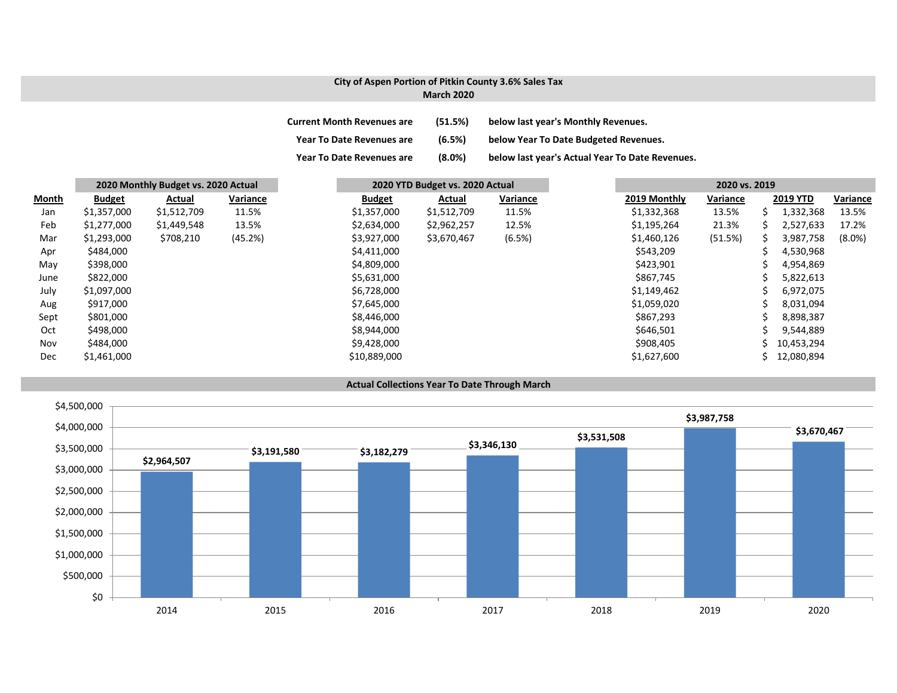## City of Aspen Portion of Pitkin County 3.6% Sales Tax
### March 2020

**Current Month Revenues are (51.5%) below last year's Monthly Revenues.**

**Year To Date Revenues are (6.5%) below Year To Date Budgeted Revenues.**

**Year To Date Revenues are (8.0%) below last year's Actual Year To Date Revenues.**

| | 2020 Monthly Budget vs. 2020 Actual | | | 2020 YTD Budget vs. 2020 Actual | | | 2020 vs. 2019 | | | |
|---|---|---|---|---|---|---|---|---|---|---|
| **Month** | **Budget** | **Actual** | **Variance** | **Budget** | **Actual** | **Variance** | **2019 Monthly** | **Variance** | **2019 YTD** | **Variance** |
| Jan | $1,357,000 | $1,512,709 | 11.5% | $1,357,000 | $1,512,709 | 11.5% | $1,332,368 | 13.5% | $ 1,332,368 | 13.5% |
| Feb | $1,277,000 | $1,449,548 | 13.5% | $2,634,000 | $2,962,257 | 12.5% | $1,195,264 | 21.3% | $ 2,527,633 | 17.2% |
| Mar | $1,293,000 | $708,210 | (45.2%) | $3,927,000 | $3,670,467 | (6.5%) | $1,460,126 | (51.5%) | $ 3,987,758 | (8.0%) |
| Apr | $484,000 | | | $4,411,000 | | | $543,209 | | $ 4,530,968 | |
| May | $398,000 | | | $4,809,000 | | | $423,901 | | $ 4,954,869 | |
| June | $822,000 | | | $5,631,000 | | | $867,745 | | $ 5,822,613 | |
| July | $1,097,000 | | | $6,728,000 | | | $1,149,462 | | $ 6,972,075 | |
| Aug | $917,000 | | | $7,645,000 | | | $1,059,020 | | $ 8,031,094 | |
| Sept | $801,000 | | | $8,446,000 | | | $867,293 | | $ 8,898,387 | |
| Oct | $498,000 | | | $8,944,000 | | | $646,501 | | $ 9,544,889 | |
| Nov | $484,000 | | | $9,428,000 | | | $908,405 | | $ 10,453,294 | |
| Dec | $1,461,000 | | | $10,889,000 | | | $1,627,600 | | $ 12,080,894 | |

### Actual Collections Year To Date Through March

| Year | Actual Collections |
|---|---|
| 2014 | $2,964,507 |
| 2015 | $3,191,580 |
| 2016 | $3,182,279 |
| 2017 | $3,346,130 |
| 2018 | $3,531,508 |
| 2019 | $3,987,758 |
| 2020 | $3,670,467 |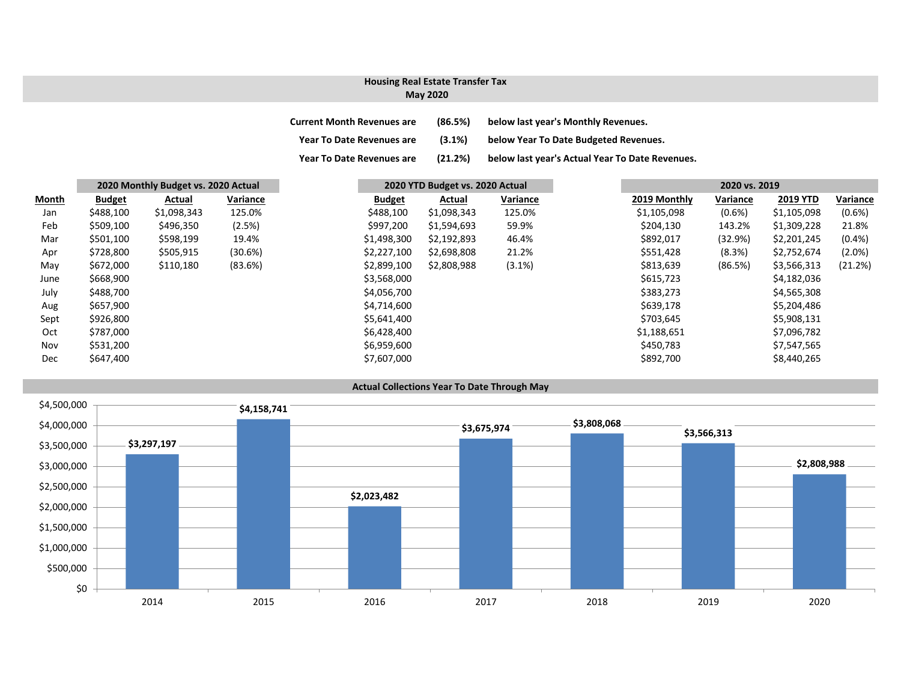## Housing Real Estate Transfer Tax
### May 2020

| | | |
|---|---|---|
| Current Month Revenues are | (86.5%) | below last year's Monthly Revenues. |
| Year To Date Revenues are | (3.1%) | below Year To Date Budgeted Revenues. |
| Year To Date Revenues are | (21.2%) | below last year's Actual Year To Date Revenues. |

| | 2020 Monthly Budget vs. 2020 Actual | | | 2020 YTD Budget vs. 2020 Actual | | | 2020 vs. 2019 | | | |
|---|---|---|---|---|---|---|---|---|---|---|
| **Month** | **Budget** | **Actual** | **Variance** | **Budget** | **Actual** | **Variance** | **2019 Monthly** | **Variance** | **2019 YTD** | **Variance** |
| Jan | $488,100 | $1,098,343 | 125.0% | $488,100 | $1,098,343 | 125.0% | $1,105,098 | (0.6%) | $1,105,098 | (0.6%) |
| Feb | $509,100 | $496,350 | (2.5%) | $997,200 | $1,594,693 | 59.9% | $204,130 | 143.2% | $1,309,228 | 21.8% |
| Mar | $501,100 | $598,199 | 19.4% | $1,498,300 | $2,192,893 | 46.4% | $892,017 | (32.9%) | $2,201,245 | (0.4%) |
| Apr | $728,800 | $505,915 | (30.6%) | $2,227,100 | $2,698,808 | 21.2% | $551,428 | (8.3%) | $2,752,674 | (2.0%) |
| May | $672,000 | $110,180 | (83.6%) | $2,899,100 | $2,808,988 | (3.1%) | $813,639 | (86.5%) | $3,566,313 | (21.2%) |
| June | $668,900 | | | $3,568,000 | | | $615,723 | | $4,182,036 | |
| July | $488,700 | | | $4,056,700 | | | $383,273 | | $4,565,308 | |
| Aug | $657,900 | | | $4,714,600 | | | $639,178 | | $5,204,486 | |
| Sept | $926,800 | | | $5,641,400 | | | $703,645 | | $5,908,131 | |
| Oct | $787,000 | | | $6,428,400 | | | $1,188,651 | | $7,096,782 | |
| Nov | $531,200 | | | $6,959,600 | | | $450,783 | | $7,547,565 | |
| Dec | $647,400 | | | $7,607,000 | | | $892,700 | | $8,440,265 | |

### Actual Collections Year To Date Through May

| Year | Collections |
|---|---|
| 2014 | $3,297,197 |
| 2015 | $4,158,741 |
| 2016 | $2,023,482 |
| 2017 | $3,675,974 |
| 2018 | $3,808,068 |
| 2019 | $3,566,313 |
| 2020 | $2,808,988 |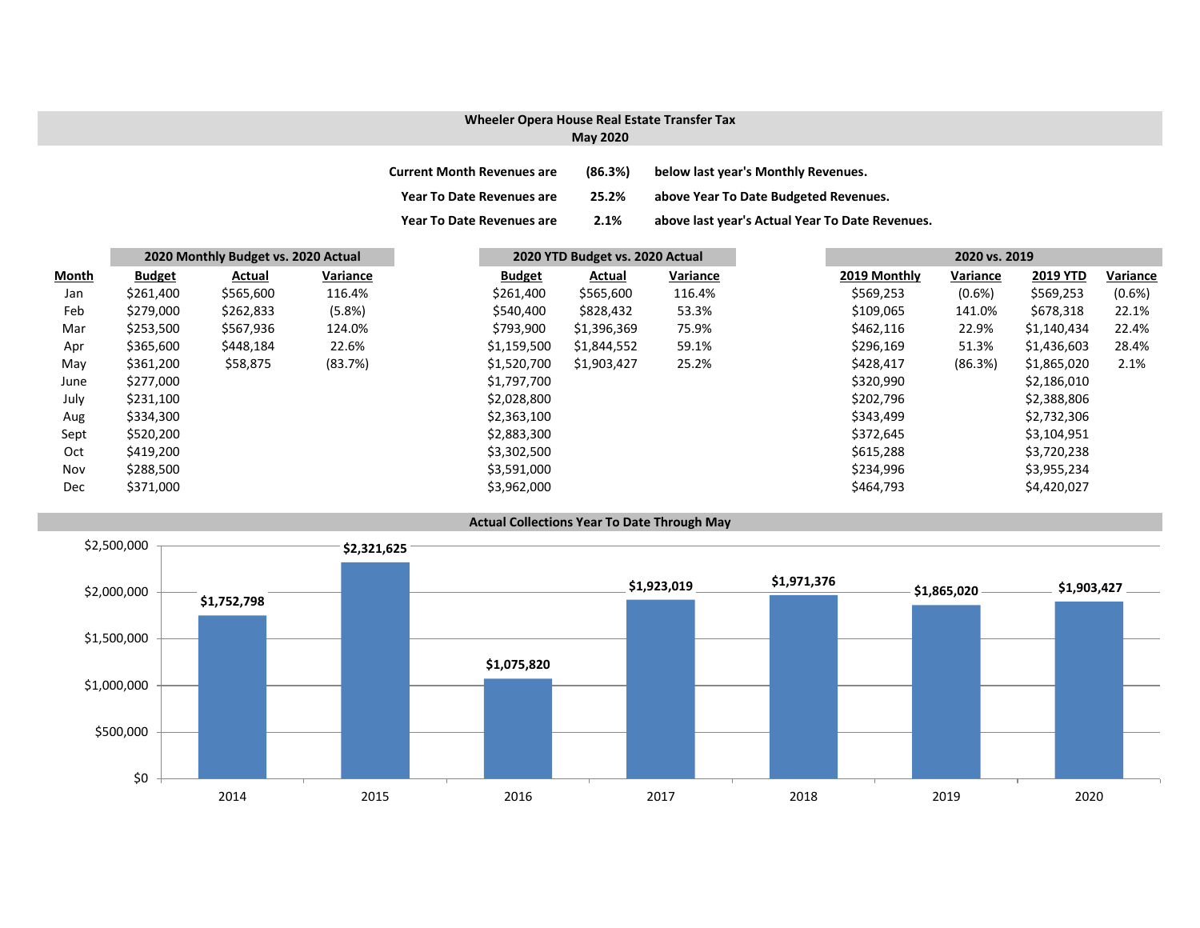## Wheeler Opera House Real Estate Transfer Tax
### May 2020

| | | |
|---|---|---|
| Current Month Revenues are | (86.3%) | below last year's Monthly Revenues. |
| Year To Date Revenues are | 25.2% | above Year To Date Budgeted Revenues. |
| Year To Date Revenues are | 2.1% | above last year's Actual Year To Date Revenues. |

| | 2020 Monthly Budget vs. 2020 Actual | | | 2020 YTD Budget vs. 2020 Actual | | | 2020 vs. 2019 | | | |
|---|---|---|---|---|---|---|---|---|---|---|
| **Month** | **Budget** | **Actual** | **Variance** | **Budget** | **Actual** | **Variance** | **2019 Monthly** | **Variance** | **2019 YTD** | **Variance** |
| Jan | $261,400 | $565,600 | 116.4% | $261,400 | $565,600 | 116.4% | $569,253 | (0.6%) | $569,253 | (0.6%) |
| Feb | $279,000 | $262,833 | (5.8%) | $540,400 | $828,432 | 53.3% | $109,065 | 141.0% | $678,318 | 22.1% |
| Mar | $253,500 | $567,936 | 124.0% | $793,900 | $1,396,369 | 75.9% | $462,116 | 22.9% | $1,140,434 | 22.4% |
| Apr | $365,600 | $448,184 | 22.6% | $1,159,500 | $1,844,552 | 59.1% | $296,169 | 51.3% | $1,436,603 | 28.4% |
| May | $361,200 | $58,875 | (83.7%) | $1,520,700 | $1,903,427 | 25.2% | $428,417 | (86.3%) | $1,865,020 | 2.1% |
| June | $277,000 | | | $1,797,700 | | | $320,990 | | $2,186,010 | |
| July | $231,100 | | | $2,028,800 | | | $202,796 | | $2,388,806 | |
| Aug | $334,300 | | | $2,363,100 | | | $343,499 | | $2,732,306 | |
| Sept | $520,200 | | | $2,883,300 | | | $372,645 | | $3,104,951 | |
| Oct | $419,200 | | | $3,302,500 | | | $615,288 | | $3,720,238 | |
| Nov | $288,500 | | | $3,591,000 | | | $234,996 | | $3,955,234 | |
| Dec | $371,000 | | | $3,962,000 | | | $464,793 | | $4,420,027 | |

### Actual Collections Year To Date Through May

$2,500,000
$2,000,000
$1,500,000
$1,000,000
$500,000
$0

2014: $1,752,798
2015: $2,321,625
2016: $1,075,820
2017: $1,923,019
2018: $1,971,376
2019: $1,865,020
2020: $1,903,427